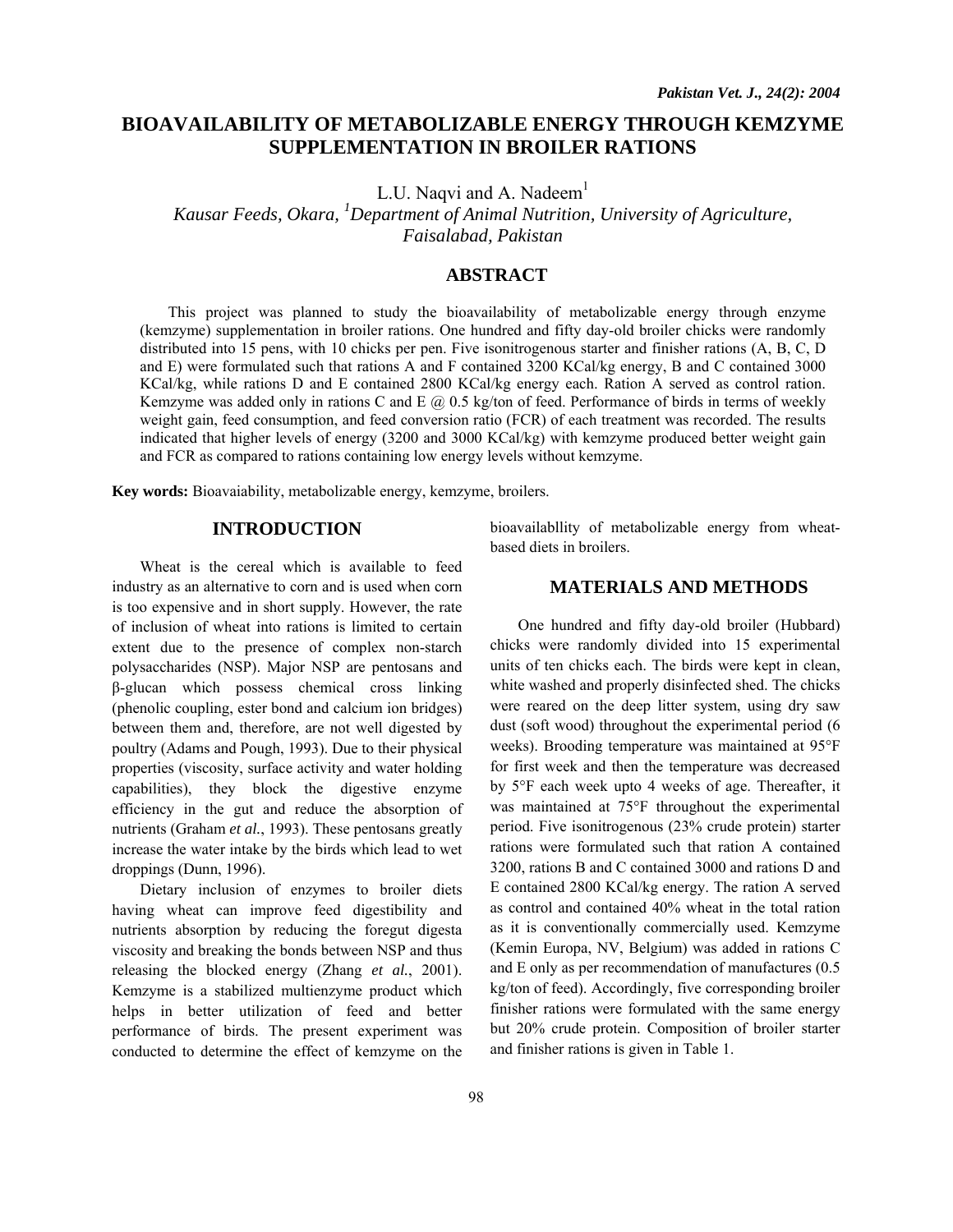# BIOAVAILABILITY OF METABOLIZABLE ENERGY THROUGH KEMZYME SUPPLEMENTATION IN BROILER RATIONS

L.U. Naqvi and A. Nadeem[1]

*Kausar Feeds, Okara, [1]Department of Animal Nutrition, University of Agriculture, Faisalabad, Pakistan*

## ABSTRACT

This project was planned to study the bioavailability of metabolizable energy through enzyme (kemzyme) supplementation in broiler rations. One hundred and fifty day-old broiler chicks were randomly distributed into 15 pens, with 10 chicks per pen. Five isonitrogenous starter and finisher rations (A, B, C, D and E) were formulated such that rations A and F contained 3200 KCal/kg energy, B and C contained 3000 KCal/kg, while rations D and E contained 2800 KCal/kg energy each. Ration A served as control ration. Kemzyme was added only in rations C and E @ 0.5 kg/ton of feed. Performance of birds in terms of weekly weight gain, feed consumption, and feed conversion ratio (FCR) of each treatment was recorded. The results indicated that higher levels of energy (3200 and 3000 KCal/kg) with kemzyme produced better weight gain and FCR as compared to rations containing low energy levels without kemzyme.

**Key words:** Bioavaiability, metabolizable energy, kemzyme, broilers.

## INTRODUCTION

Wheat is the cereal which is available to feed industry as an alternative to corn and is used when corn is too expensive and in short supply. However, the rate of inclusion of wheat into rations is limited to certain extent due to the presence of complex non-starch polysaccharides (NSP). Major NSP are pentosans and β-glucan which possess chemical cross linking (phenolic coupling, ester bond and calcium ion bridges) between them and, therefore, are not well digested by poultry (Adams and Pough, 1993). Due to their physical properties (viscosity, surface activity and water holding capabilities), they block the digestive enzyme efficiency in the gut and reduce the absorption of nutrients (Graham *et al.*, 1993). These pentosans greatly increase the water intake by the birds which lead to wet droppings (Dunn, 1996).

Dietary inclusion of enzymes to broiler diets having wheat can improve feed digestibility and nutrients absorption by reducing the foregut digesta viscosity and breaking the bonds between NSP and thus releasing the blocked energy (Zhang *et al.*, 2001). Kemzyme is a stabilized multienzyme product which helps in better utilization of feed and better performance of birds. The present experiment was conducted to determine the effect of kemzyme on the bioavailabllity of metabolizable energy from wheat-based diets in broilers.

## MATERIALS AND METHODS

One hundred and fifty day-old broiler (Hubbard) chicks were randomly divided into 15 experimental units of ten chicks each. The birds were kept in clean, white washed and properly disinfected shed. The chicks were reared on the deep litter system, using dry saw dust (soft wood) throughout the experimental period (6 weeks). Brooding temperature was maintained at 95°F for first week and then the temperature was decreased by 5°F each week upto 4 weeks of age. Thereafter, it was maintained at 75°F throughout the experimental period. Five isonitrogenous (23% crude protein) starter rations were formulated such that ration A contained 3200, rations B and C contained 3000 and rations D and E contained 2800 KCal/kg energy. The ration A served as control and contained 40% wheat in the total ration as it is conventionally commercially used. Kemzyme (Kemin Europa, NV, Belgium) was added in rations C and E only as per recommendation of manufactures (0.5 kg/ton of feed). Accordingly, five corresponding broiler finisher rations were formulated with the same energy but 20% crude protein. Composition of broiler starter and finisher rations is given in Table 1.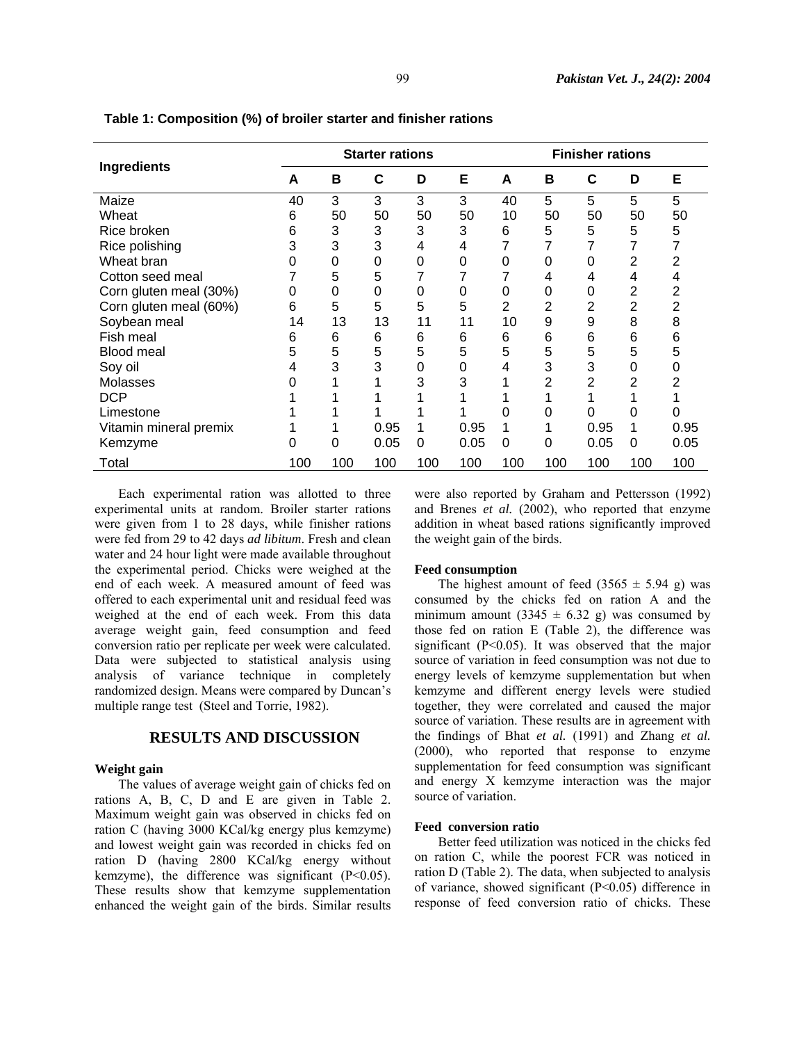**Table 1: Composition (%) of broiler starter and finisher rations**

| Ingredients | Starter rations | | | | | Finisher rations | | | | |
|---|---|---|---|---|---|---|---|---|---|---|
| | A | B | C | D | E | A | B | C | D | E |
| Maize | 40 | 3 | 3 | 3 | 3 | 40 | 5 | 5 | 5 | 5 |
| Wheat | 6 | 50 | 50 | 50 | 50 | 10 | 50 | 50 | 50 | 50 |
| Rice broken | 6 | 3 | 3 | 3 | 3 | 6 | 5 | 5 | 5 | 5 |
| Rice polishing | 3 | 3 | 3 | 4 | 4 | 7 | 7 | 7 | 7 | 7 |
| Wheat bran | 0 | 0 | 0 | 0 | 0 | 0 | 0 | 0 | 2 | 2 |
| Cotton seed meal | 7 | 5 | 5 | 7 | 7 | 7 | 4 | 4 | 4 | 4 |
| Corn gluten meal (30%) | 0 | 0 | 0 | 0 | 0 | 0 | 0 | 0 | 2 | 2 |
| Corn gluten meal (60%) | 6 | 5 | 5 | 5 | 5 | 2 | 2 | 2 | 2 | 2 |
| Soybean meal | 14 | 13 | 13 | 11 | 11 | 10 | 9 | 9 | 8 | 8 |
| Fish meal | 6 | 6 | 6 | 6 | 6 | 6 | 6 | 6 | 6 | 6 |
| Blood meal | 5 | 5 | 5 | 5 | 5 | 5 | 5 | 5 | 5 | 5 |
| Soy oil | 4 | 3 | 3 | 0 | 0 | 4 | 3 | 3 | 0 | 0 |
| Molasses | 0 | 1 | 1 | 3 | 3 | 1 | 2 | 2 | 2 | 2 |
| DCP | 1 | 1 | 1 | 1 | 1 | 1 | 1 | 1 | 1 | 1 |
| Limestone | 1 | 1 | 1 | 1 | 1 | 0 | 0 | 0 | 0 | 0 |
| Vitamin mineral premix | 1 | 1 | 0.95 | 1 | 0.95 | 1 | 1 | 0.95 | 1 | 0.95 |
| Kemzyme | 0 | 0 | 0.05 | 0 | 0.05 | 0 | 0 | 0.05 | 0 | 0.05 |
| Total | 100 | 100 | 100 | 100 | 100 | 100 | 100 | 100 | 100 | 100 |

Each experimental ration was allotted to three experimental units at random. Broiler starter rations were given from 1 to 28 days, while finisher rations were fed from 29 to 42 days *ad libitum*. Fresh and clean water and 24 hour light were made available throughout the experimental period. Chicks were weighed at the end of each week. A measured amount of feed was offered to each experimental unit and residual feed was weighed at the end of each week. From this data average weight gain, feed consumption and feed conversion ratio per replicate per week were calculated. Data were subjected to statistical analysis using analysis of variance technique in completely randomized design. Means were compared by Duncan's multiple range test (Steel and Torrie, 1982).

## RESULTS AND DISCUSSION

### Weight gain

The values of average weight gain of chicks fed on rations A, B, C, D and E are given in Table 2. Maximum weight gain was observed in chicks fed on ration C (having 3000 KCal/kg energy plus kemzyme) and lowest weight gain was recorded in chicks fed on ration D (having 2800 KCal/kg energy without kemzyme), the difference was significant ($P<0.05$). These results show that kemzyme supplementation enhanced the weight gain of the birds. Similar results were also reported by Graham and Pettersson (1992) and Brenes *et al.* (2002), who reported that enzyme addition in wheat based rations significantly improved the weight gain of the birds.

### Feed consumption

The highest amount of feed ($3565 \pm 5.94$ g) was consumed by the chicks fed on ration A and the minimum amount ($3345 \pm 6.32$ g) was consumed by those fed on ration E (Table 2), the difference was significant ($P<0.05$). It was observed that the major source of variation in feed consumption was not due to energy levels of kemzyme supplementation but when kemzyme and different energy levels were studied together, they were correlated and caused the major source of variation. These results are in agreement with the findings of Bhat *et al.* (1991) and Zhang *et al.* (2000), who reported that response to enzyme supplementation for feed consumption was significant and energy X kemzyme interaction was the major source of variation.

### Feed conversion ratio

Better feed utilization was noticed in the chicks fed on ration C, while the poorest FCR was noticed in ration D (Table 2). The data, when subjected to analysis of variance, showed significant ($P<0.05$) difference in response of feed conversion ratio of chicks. These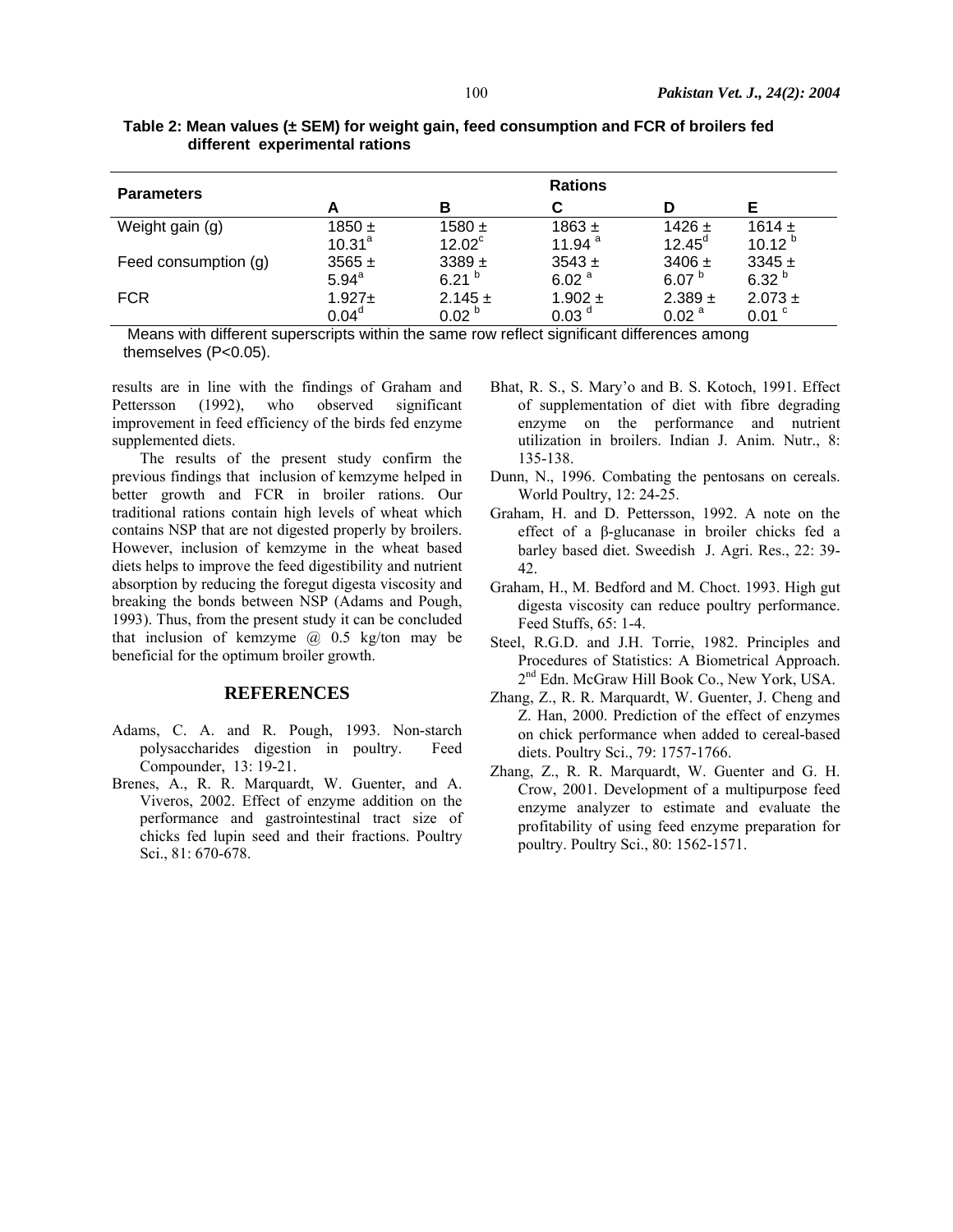**Table 2: Mean values (± SEM) for weight gain, feed consumption and FCR of broilers fed different experimental rations**

| Parameters | Rations | | | | |
|---|---|---|---|---|---|
| | A | B | C | D | E |
| Weight gain (g) | 1850 ± 10.31[a] | 1580 ± 12.02[c] | 1863 ± 11.94 [a] | 1426 ± 12.45[d] | 1614 ± 10.12 [b] |
| Feed consumption (g) | 3565 ± 5.94[a] | 3389 ± 6.21 [b] | 3543 ± 6.02 [a] | 3406 ± 6.07 [b] | 3345 ± 6.32 [b] |
| FCR | 1.927± 0.04[d] | 2.145 ± 0.02 [b] | 1.902 ± 0.03 [d] | 2.389 ± 0.02 [a] | 2.073 ± 0.01 [c] |

Means with different superscripts within the same row reflect significant differences among themselves (P<0.05).

results are in line with the findings of Graham and Pettersson (1992), who observed significant improvement in feed efficiency of the birds fed enzyme supplemented diets.

The results of the present study confirm the previous findings that inclusion of kemzyme helped in better growth and FCR in broiler rations. Our traditional rations contain high levels of wheat which contains NSP that are not digested properly by broilers. However, inclusion of kemzyme in the wheat based diets helps to improve the feed digestibility and nutrient absorption by reducing the foregut digesta viscosity and breaking the bonds between NSP (Adams and Pough, 1993). Thus, from the present study it can be concluded that inclusion of kemzyme @ 0.5 kg/ton may be beneficial for the optimum broiler growth.

## REFERENCES

Adams, C. A. and R. Pough, 1993. Non-starch polysaccharides digestion in poultry. Feed Compounder, 13: 19-21.

Brenes, A., R. R. Marquardt, W. Guenter, and A. Viveros, 2002. Effect of enzyme addition on the performance and gastrointestinal tract size of chicks fed lupin seed and their fractions. Poultry Sci., 81: 670-678.

Bhat, R. S., S. Mary'o and B. S. Kotoch, 1991. Effect of supplementation of diet with fibre degrading enzyme on the performance and nutrient utilization in broilers. Indian J. Anim. Nutr., 8: 135-138.

Dunn, N., 1996. Combating the pentosans on cereals. World Poultry, 12: 24-25.

Graham, H. and D. Pettersson, 1992. A note on the effect of a β-glucanase in broiler chicks fed a barley based diet. Sweedish J. Agri. Res., 22: 39-42.

Graham, H., M. Bedford and M. Choct. 1993. High gut digesta viscosity can reduce poultry performance. Feed Stuffs, 65: 1-4.

Steel, R.G.D. and J.H. Torrie, 1982. Principles and Procedures of Statistics: A Biometrical Approach. 2nd Edn. McGraw Hill Book Co., New York, USA.

Zhang, Z., R. R. Marquardt, W. Guenter, J. Cheng and Z. Han, 2000. Prediction of the effect of enzymes on chick performance when added to cereal-based diets. Poultry Sci., 79: 1757-1766.

Zhang, Z., R. R. Marquardt, W. Guenter and G. H. Crow, 2001. Development of a multipurpose feed enzyme analyzer to estimate and evaluate the profitability of using feed enzyme preparation for poultry. Poultry Sci., 80: 1562-1571.